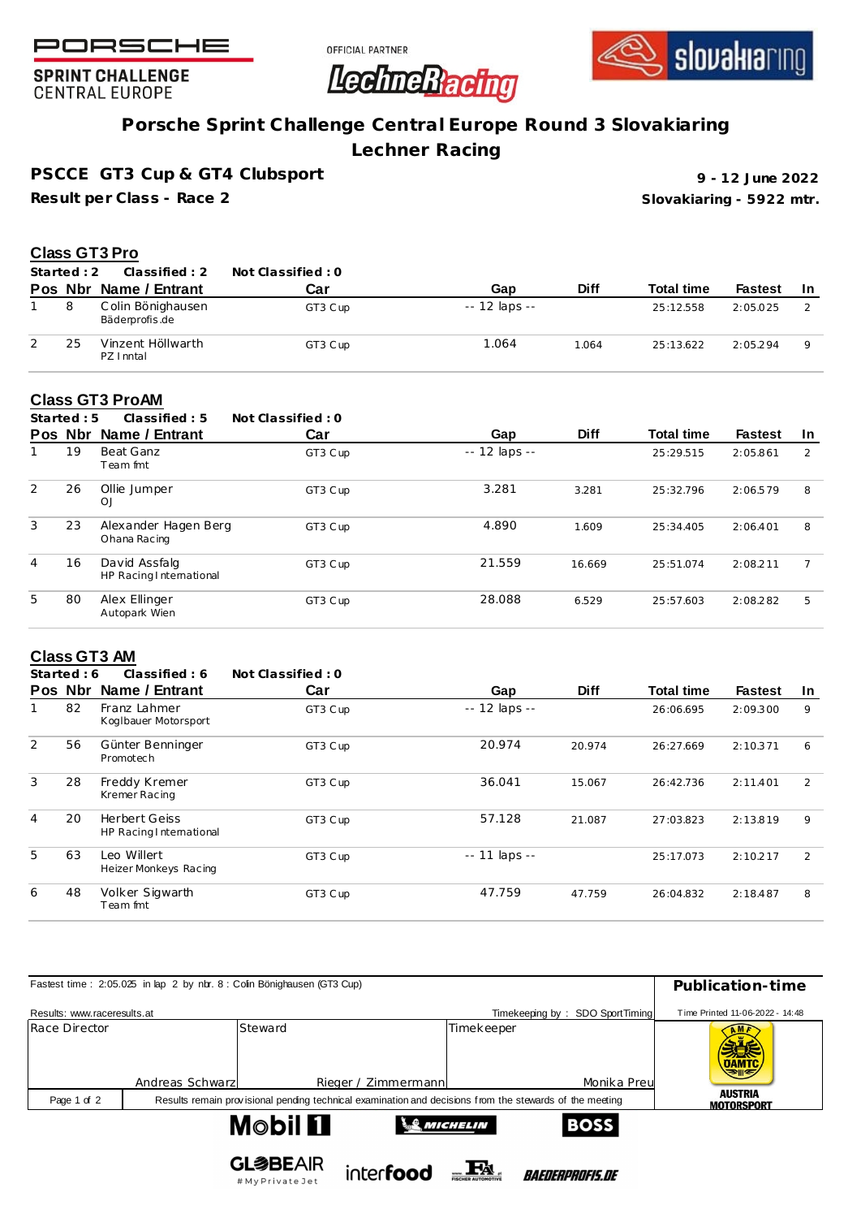PORSCHE
SPRINT CHALLENGE
CENTRAL EUROPE

OFFICIAL PARTNER
LechneRacing

slovakiaring

# Porsche Sprint Challenge Central Europe Round 3 Slovakiaring
## Lechner Racing

**PSCCE GT3 Cup & GT4 Clubsport**

**Result per Class - Race 2**

**9 - 12 June 2022**

**Slovakiaring - 5922 mtr.**

### Class GT3 Pro

**Started : 2** **Classified : 2** **Not Classified : 0**

| Pos | Nbr | Name / Entrant | Car | Gap | Diff | Total time | Fastest | In |
|---|---|---|---|---|---|---|---|---|
| 1 | 8 | Colin Bönighausen<br>Bäderprofis.de | GT3 Cup | -- 12 laps -- | | 25:12.558 | 2:05.025 | 2 |
| 2 | 25 | Vinzent Höllwarth<br>PZ Inntal | GT3 Cup | 1.064 | 1.064 | 25:13.622 | 2:05.294 | 9 |

### Class GT3 ProAM

**Started : 5** **Classified : 5** **Not Classified : 0**

| Pos | Nbr | Name / Entrant | Car | Gap | Diff | Total time | Fastest | In |
|---|---|---|---|---|---|---|---|---|
| 1 | 19 | Beat Ganz<br>Team fmt | GT3 Cup | -- 12 laps -- | | 25:29.515 | 2:05.861 | 2 |
| 2 | 26 | Ollie Jumper<br>OJ | GT3 Cup | 3.281 | 3.281 | 25:32.796 | 2:06.579 | 8 |
| 3 | 23 | Alexander Hagen Berg<br>Ohana Racing | GT3 Cup | 4.890 | 1.609 | 25:34.405 | 2:06.401 | 8 |
| 4 | 16 | David Assfalg<br>HP Racing International | GT3 Cup | 21.559 | 16.669 | 25:51.074 | 2:08.211 | 7 |
| 5 | 80 | Alex Ellinger<br>Autopark Wien | GT3 Cup | 28.088 | 6.529 | 25:57.603 | 2:08.282 | 5 |

### Class GT3 AM

**Started : 6** **Classified : 6** **Not Classified : 0**

| Pos | Nbr | Name / Entrant | Car | Gap | Diff | Total time | Fastest | In |
|---|---|---|---|---|---|---|---|---|
| 1 | 82 | Franz Lahmer<br>Koglbauer Motorsport | GT3 Cup | -- 12 laps -- | | 26:06.695 | 2:09.300 | 9 |
| 2 | 56 | Günter Benninger<br>Promotech | GT3 Cup | 20.974 | 20.974 | 26:27.669 | 2:10.371 | 6 |
| 3 | 28 | Freddy Kremer<br>Kremer Racing | GT3 Cup | 36.041 | 15.067 | 26:42.736 | 2:11.401 | 2 |
| 4 | 20 | Herbert Geiss<br>HP Racing International | GT3 Cup | 57.128 | 21.087 | 27:03.823 | 2:13.819 | 9 |
| 5 | 63 | Leo Willert<br>Heizer Monkeys Racing | GT3 Cup | -- 11 laps -- | | 25:17.073 | 2:10.217 | 2 |
| 6 | 48 | Volker Sigwarth<br>Team fmt | GT3 Cup | 47.759 | 47.759 | 26:04.832 | 2:18.487 | 8 |

Fastest time : 2:05.025 in lap 2 by nbr. 8 : Colin Bönighausen (GT3 Cup)

Results: www.raceresults.at

Timekeeping by : SDO SportTiming

**Publication-time**

Time Printed 11-06-2022 - 14:48

| Race Director | Steward | Timekeeper |
|---|---|---|
| Andreas Schwarz | Rieger / Zimmermann | Monika Preu |

Results remain provisional pending technical examination and decisions from the stewards of the meeting

AMF ÖAMTC AUSTRIA MOTORSPORT

Mobil 1 · MICHELIN · BOSS · GLOBEAIR #MyPrivateJet · interfood · FA Fischer Automotive · BAEDERPROFIS.DE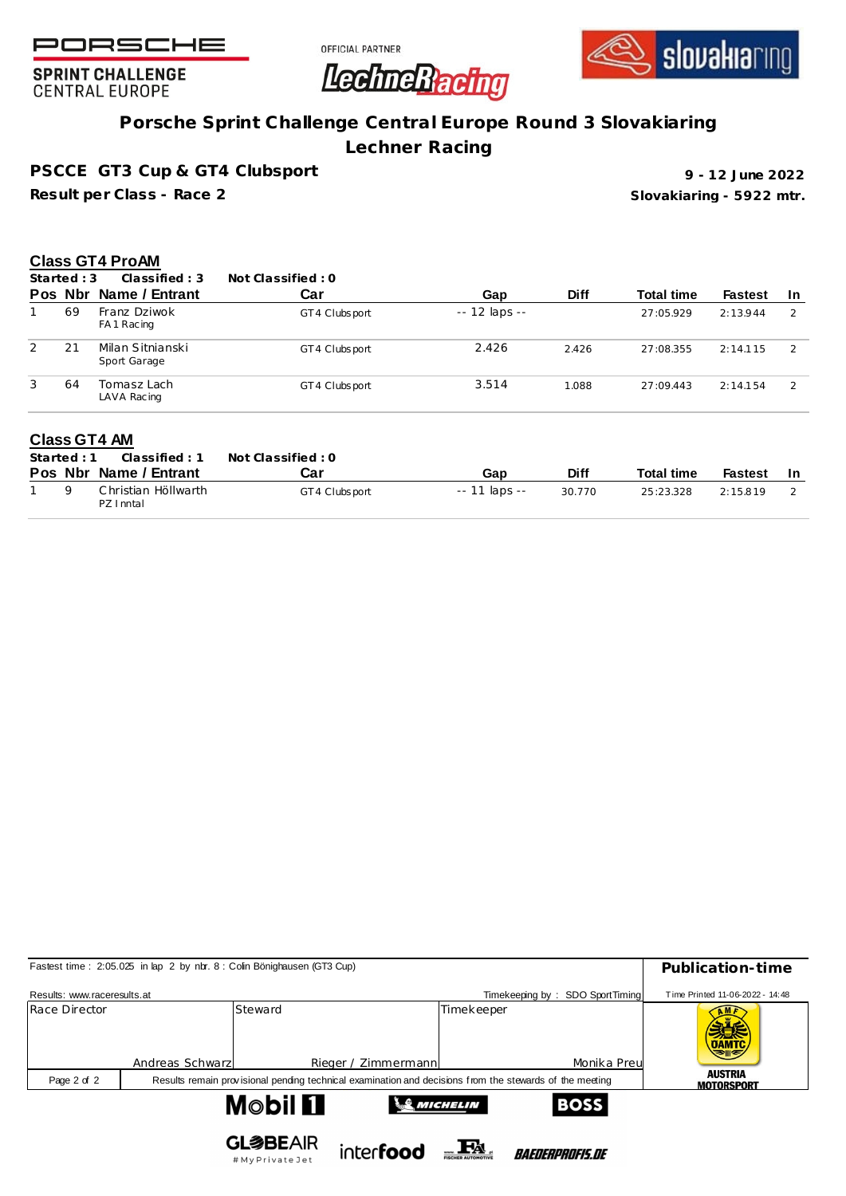# Porsche Sprint Challenge Central Europe Round 3 Slovakiaring

## Lechner Racing

**PSCCE GT3 Cup & GT4 Clubsport**

**Result per Class - Race 2**

**9 - 12 June 2022**

**Slovakiaring - 5922 mtr.**

### Class GT4 ProAM

**Started : 3 Classified : 3 Not Classified : 0**

| Pos | Nbr | Name / Entrant | Car | Gap | Diff | Total time | Fastest | In |
|---|---|---|---|---|---|---|---|---|
| 1 | 69 | Franz Dziwok<br>FA1 Racing | GT4 Clubsport | -- 12 laps -- | | 27:05.929 | 2:13.944 | 2 |
| 2 | 21 | Milan Sitnianski<br>Sport Garage | GT4 Clubsport | 2.426 | 2.426 | 27:08.355 | 2:14.115 | 2 |
| 3 | 64 | Tomasz Lach<br>LAVA Racing | GT4 Clubsport | 3.514 | 1.088 | 27:09.443 | 2:14.154 | 2 |

### Class GT4 AM

**Started : 1 Classified : 1 Not Classified : 0**

| Pos | Nbr | Name / Entrant | Car | Gap | Diff | Total time | Fastest | In |
|---|---|---|---|---|---|---|---|---|
| 1 | 9 | Christian Höllwarth<br>PZ Inntal | GT4 Clubsport | -- 11 laps -- | 30.770 | 25:23.328 | 2:15.819 | 2 |

Fastest time : 2:05.025 in lap 2 by nbr. 8 : Colin Bönighausen (GT3 Cup)

**Publication-time**

Results: www.raceresults.at

Timekeeping by : SDO SportTiming

Time Printed 11-06-2022 - 14:48

| Race Director | Steward | Timekeeper |
|---|---|---|
| Andreas Schwarz | Rieger / Zimmermann | Monika Preu |

Results remain provisional pending technical examination and decisions from the stewards of the meeting